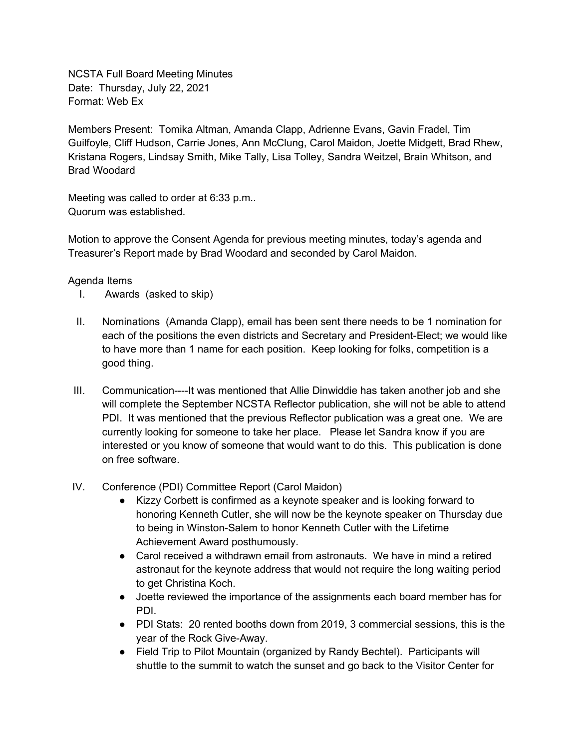NCSTA Full Board Meeting Minutes
Date: Thursday, July 22, 2021
Format: Web Ex

Members Present: Tomika Altman, Amanda Clapp, Adrienne Evans, Gavin Fradel, Tim Guilfoyle, Cliff Hudson, Carrie Jones, Ann McClung, Carol Maidon, Joette Midgett, Brad Rhew, Kristana Rogers, Lindsay Smith, Mike Tally, Lisa Tolley, Sandra Weitzel, Brain Whitson, and Brad Woodard

Meeting was called to order at 6:33 p.m..
Quorum was established.

Motion to approve the Consent Agenda for previous meeting minutes, today's agenda and Treasurer's Report made by Brad Woodard and seconded by Carol Maidon.

Agenda Items

I. Awards (asked to skip)

II. Nominations (Amanda Clapp), email has been sent there needs to be 1 nomination for each of the positions the even districts and Secretary and President-Elect; we would like to have more than 1 name for each position. Keep looking for folks, competition is a good thing.

III. Communication----It was mentioned that Allie Dinwiddie has taken another job and she will complete the September NCSTA Reflector publication, she will not be able to attend PDI. It was mentioned that the previous Reflector publication was a great one. We are currently looking for someone to take her place. Please let Sandra know if you are interested or you know of someone that would want to do this. This publication is done on free software.

IV. Conference (PDI) Committee Report (Carol Maidon)
   - Kizzy Corbett is confirmed as a keynote speaker and is looking forward to honoring Kenneth Cutler, she will now be the keynote speaker on Thursday due to being in Winston-Salem to honor Kenneth Cutler with the Lifetime Achievement Award posthumously.
   - Carol received a withdrawn email from astronauts. We have in mind a retired astronaut for the keynote address that would not require the long waiting period to get Christina Koch.
   - Joette reviewed the importance of the assignments each board member has for PDI.
   - PDI Stats: 20 rented booths down from 2019, 3 commercial sessions, this is the year of the Rock Give-Away.
   - Field Trip to Pilot Mountain (organized by Randy Bechtel). Participants will shuttle to the summit to watch the sunset and go back to the Visitor Center for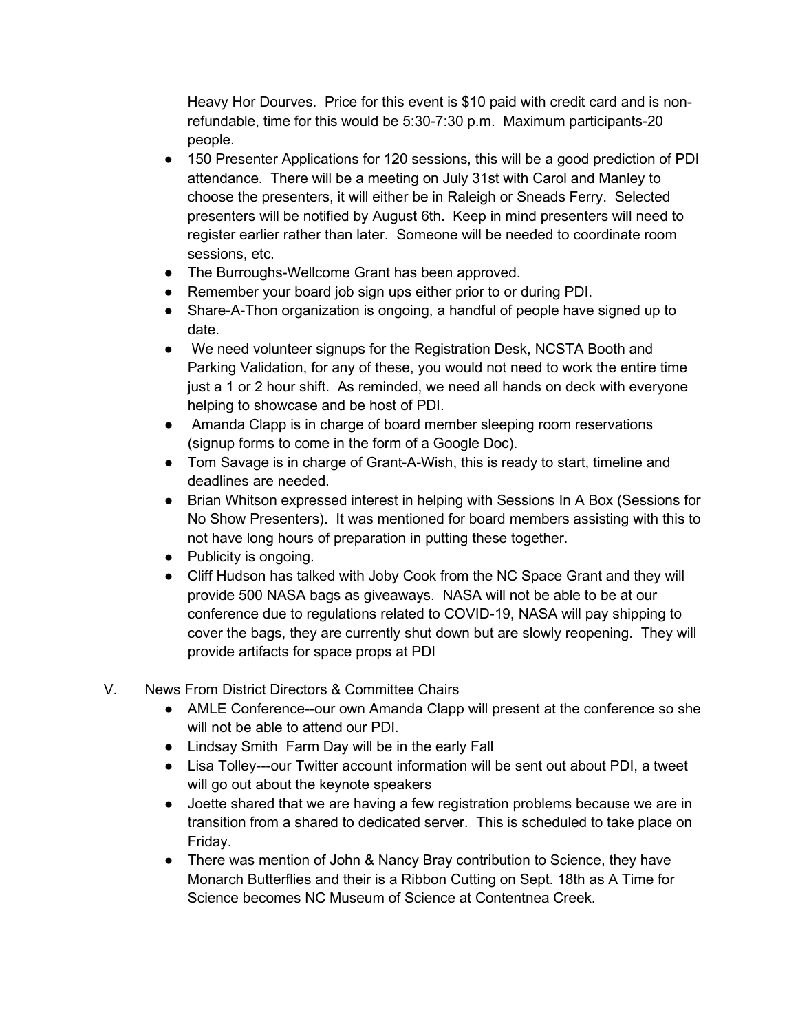Heavy Hor Dourves. Price for this event is $10 paid with credit card and is non-refundable, time for this would be 5:30-7:30 p.m. Maximum participants-20 people.

- 150 Presenter Applications for 120 sessions, this will be a good prediction of PDI attendance. There will be a meeting on July 31st with Carol and Manley to choose the presenters, it will either be in Raleigh or Sneads Ferry. Selected presenters will be notified by August 6th. Keep in mind presenters will need to register earlier rather than later. Someone will be needed to coordinate room sessions, etc.
- The Burroughs-Wellcome Grant has been approved.
- Remember your board job sign ups either prior to or during PDI.
- Share-A-Thon organization is ongoing, a handful of people have signed up to date.
- We need volunteer signups for the Registration Desk, NCSTA Booth and Parking Validation, for any of these, you would not need to work the entire time just a 1 or 2 hour shift. As reminded, we need all hands on deck with everyone helping to showcase and be host of PDI.
- Amanda Clapp is in charge of board member sleeping room reservations (signup forms to come in the form of a Google Doc).
- Tom Savage is in charge of Grant-A-Wish, this is ready to start, timeline and deadlines are needed.
- Brian Whitson expressed interest in helping with Sessions In A Box (Sessions for No Show Presenters). It was mentioned for board members assisting with this to not have long hours of preparation in putting these together.
- Publicity is ongoing.
- Cliff Hudson has talked with Joby Cook from the NC Space Grant and they will provide 500 NASA bags as giveaways. NASA will not be able to be at our conference due to regulations related to COVID-19, NASA will pay shipping to cover the bags, they are currently shut down but are slowly reopening. They will provide artifacts for space props at PDI

V. News From District Directors & Committee Chairs

- AMLE Conference--our own Amanda Clapp will present at the conference so she will not be able to attend our PDI.
- Lindsay Smith Farm Day will be in the early Fall
- Lisa Tolley---our Twitter account information will be sent out about PDI, a tweet will go out about the keynote speakers
- Joette shared that we are having a few registration problems because we are in transition from a shared to dedicated server. This is scheduled to take place on Friday.
- There was mention of John & Nancy Bray contribution to Science, they have Monarch Butterflies and their is a Ribbon Cutting on Sept. 18th as A Time for Science becomes NC Museum of Science at Contentnea Creek.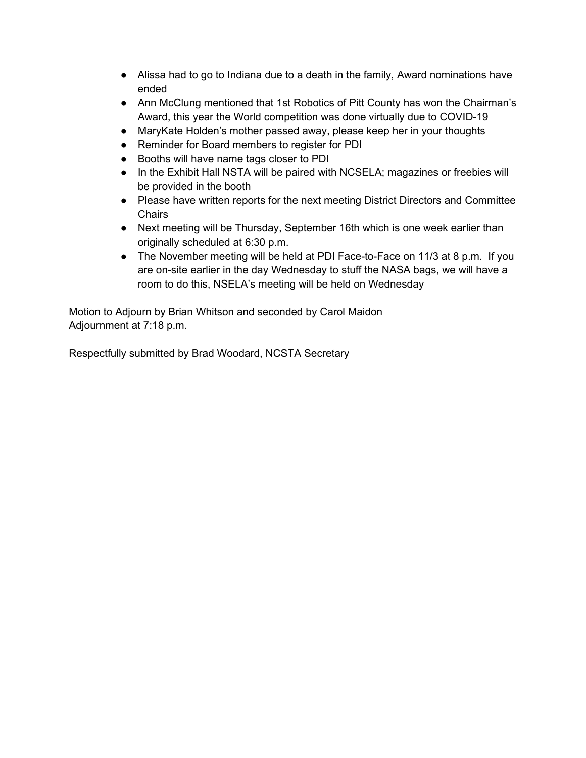- Alissa had to go to Indiana due to a death in the family, Award nominations have ended
- Ann McClung mentioned that 1st Robotics of Pitt County has won the Chairman's Award, this year the World competition was done virtually due to COVID-19
- MaryKate Holden's mother passed away, please keep her in your thoughts
- Reminder for Board members to register for PDI
- Booths will have name tags closer to PDI
- In the Exhibit Hall NSTA will be paired with NCSELA; magazines or freebies will be provided in the booth
- Please have written reports for the next meeting District Directors and Committee Chairs
- Next meeting will be Thursday, September 16th which is one week earlier than originally scheduled at 6:30 p.m.
- The November meeting will be held at PDI Face-to-Face on 11/3 at 8 p.m. If you are on-site earlier in the day Wednesday to stuff the NASA bags, we will have a room to do this, NSELA's meeting will be held on Wednesday

Motion to Adjourn by Brian Whitson and seconded by Carol Maidon
Adjournment at 7:18 p.m.

Respectfully submitted by Brad Woodard, NCSTA Secretary